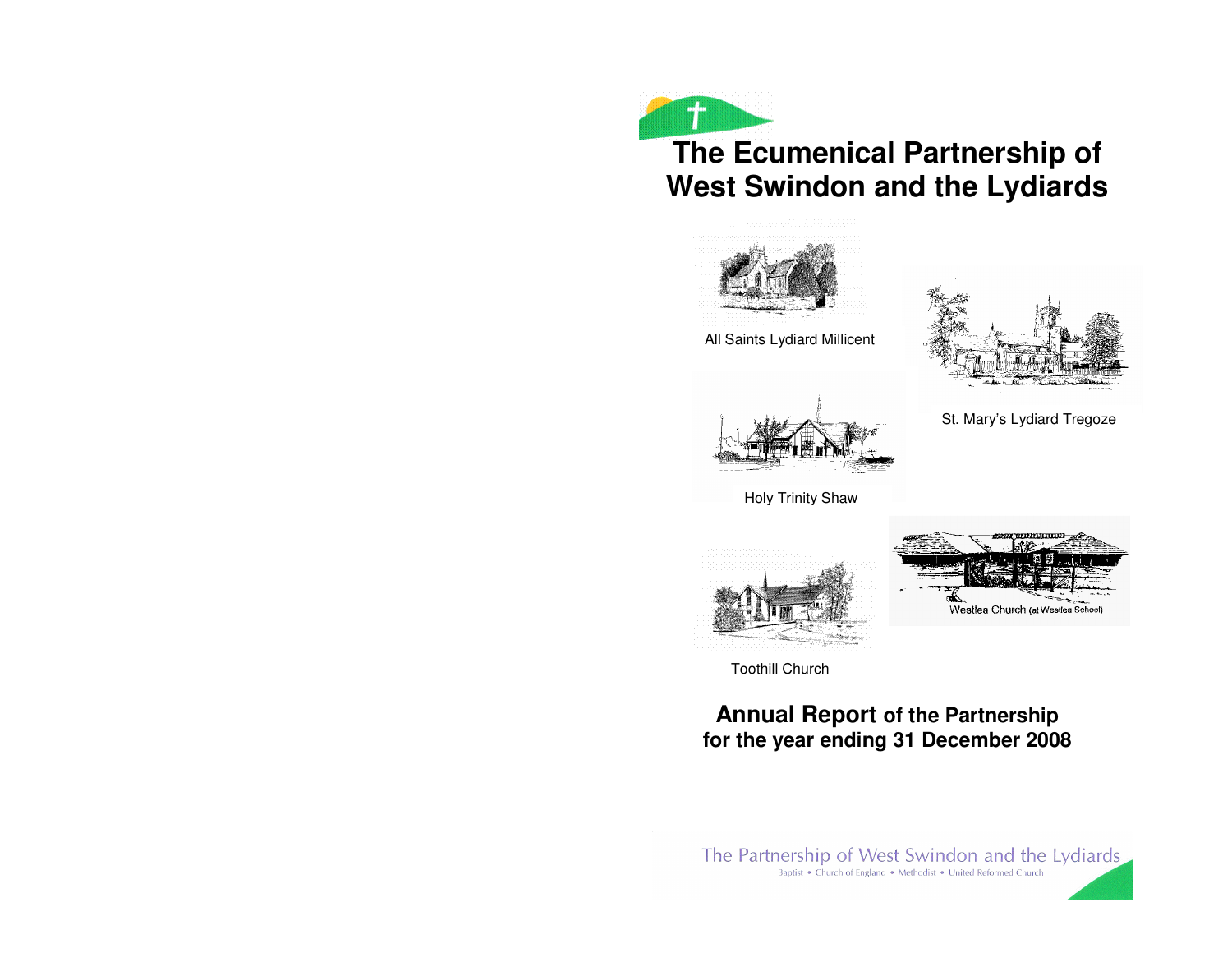# The Ecumenical Partnership of West Swindon and the Lydiards

All Saints Lydiard Millicent

St. Mary's Lydiard Tregoze

Holy Trinity Shaw

Westlea Church (at Westlea School)

Toothill Church

## Annual Report of the Partnership for the year ending 31 December 2008

The Partnership of West Swindon and the Lydiards

Baptist • Church of England • Methodist • United Reformed Church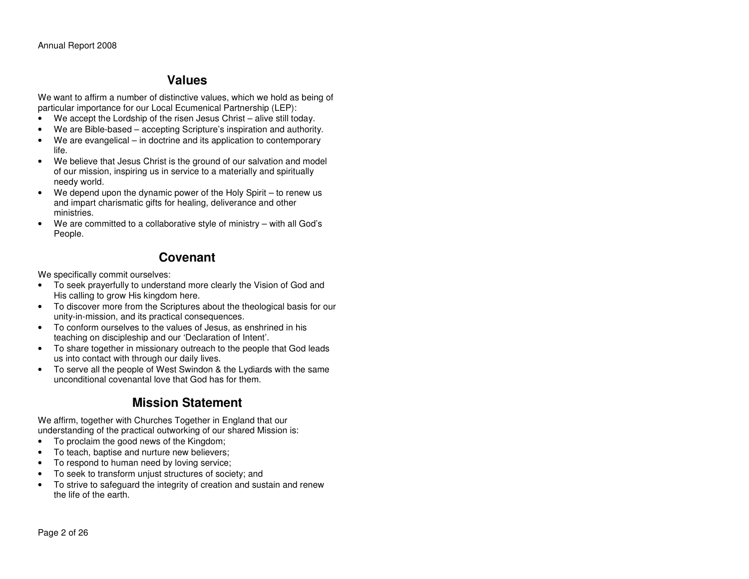## Values

We want to affirm a number of distinctive values, which we hold as being of particular importance for our Local Ecumenical Partnership (LEP):

- We accept the Lordship of the risen Jesus Christ – alive still today.
- We are Bible-based – accepting Scripture's inspiration and authority.
- We are evangelical – in doctrine and its application to contemporary life.
- We believe that Jesus Christ is the ground of our salvation and model of our mission, inspiring us in service to a materially and spiritually needy world.
- We depend upon the dynamic power of the Holy Spirit – to renew us and impart charismatic gifts for healing, deliverance and other ministries.
- We are committed to a collaborative style of ministry – with all God's People.

## Covenant

We specifically commit ourselves:

- To seek prayerfully to understand more clearly the Vision of God and His calling to grow His kingdom here.
- To discover more from the Scriptures about the theological basis for our unity-in-mission, and its practical consequences.
- To conform ourselves to the values of Jesus, as enshrined in his teaching on discipleship and our 'Declaration of Intent'.
- To share together in missionary outreach to the people that God leads us into contact with through our daily lives.
- To serve all the people of West Swindon & the Lydiards with the same unconditional covenantal love that God has for them.

## Mission Statement

We affirm, together with Churches Together in England that our understanding of the practical outworking of our shared Mission is:

- To proclaim the good news of the Kingdom;
- To teach, baptise and nurture new believers;
- To respond to human need by loving service;
- To seek to transform unjust structures of society; and
- To strive to safeguard the integrity of creation and sustain and renew the life of the earth.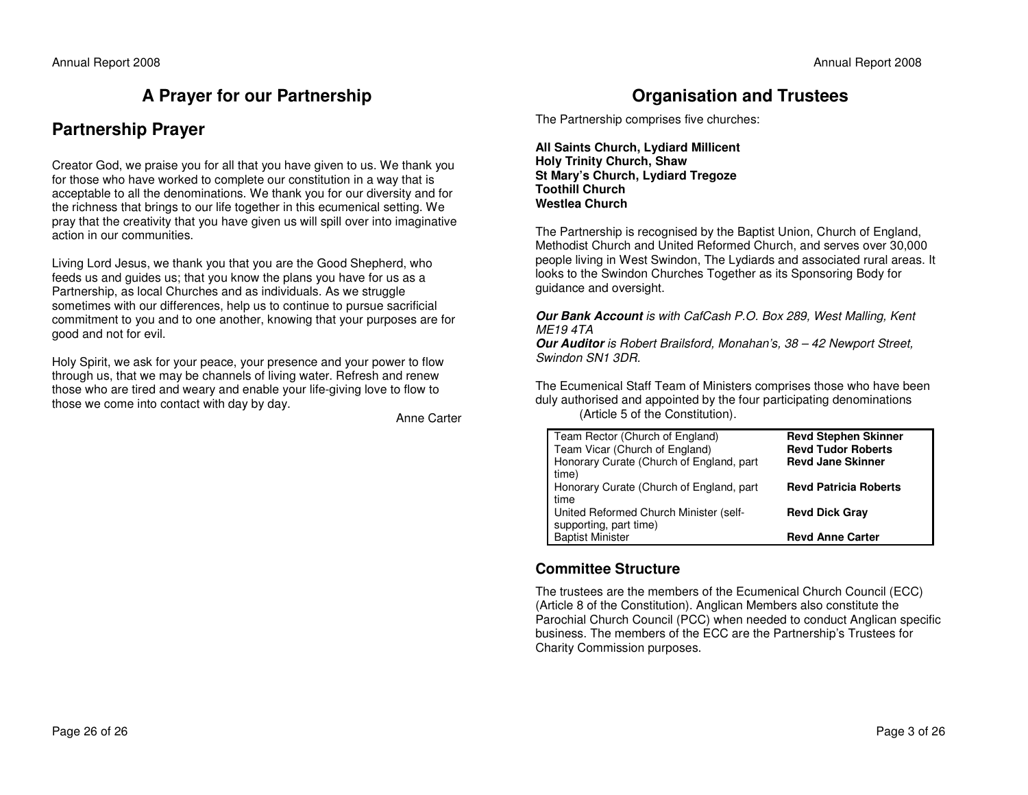# A Prayer for our Partnership

## Partnership Prayer

Creator God, we praise you for all that you have given to us. We thank you for those who have worked to complete our constitution in a way that is acceptable to all the denominations. We thank you for our diversity and for the richness that brings to our life together in this ecumenical setting. We pray that the creativity that you have given us will spill over into imaginative action in our communities.

Living Lord Jesus, we thank you that you are the Good Shepherd, who feeds us and guides us; that you know the plans you have for us as a Partnership, as local Churches and as individuals. As we struggle sometimes with our differences, help us to continue to pursue sacrificial commitment to you and to one another, knowing that your purposes are for good and not for evil.

Holy Spirit, we ask for your peace, your presence and your power to flow through us, that we may be channels of living water. Refresh and renew those who are tired and weary and enable your life-giving love to flow to those we come into contact with day by day.

Anne Carter

# Organisation and Trustees

The Partnership comprises five churches:

**All Saints Church, Lydiard Millicent**
**Holy Trinity Church, Shaw**
**St Mary's Church, Lydiard Tregoze**
**Toothill Church**
**Westlea Church**

The Partnership is recognised by the Baptist Union, Church of England, Methodist Church and United Reformed Church, and serves over 30,000 people living in West Swindon, The Lydiards and associated rural areas. It looks to the Swindon Churches Together as its Sponsoring Body for guidance and oversight.

***Our Bank Account*** *is with CafCash P.O. Box 289, West Malling, Kent ME19 4TA*
***Our Auditor*** *is Robert Brailsford, Monahan's, 38 – 42 Newport Street, Swindon SN1 3DR.*

The Ecumenical Staff Team of Ministers comprises those who have been duly authorised and appointed by the four participating denominations (Article 5 of the Constitution).

| Role | Name |
|---|---|
| Team Rector (Church of England) | **Revd Stephen Skinner** |
| Team Vicar (Church of England) | **Revd Tudor Roberts** |
| Honorary Curate (Church of England, part time) | **Revd Jane Skinner** |
| Honorary Curate (Church of England, part time | **Revd Patricia Roberts** |
| United Reformed Church Minister (self-supporting, part time) | **Revd Dick Gray** |
| Baptist Minister | **Revd Anne Carter** |

## Committee Structure

The trustees are the members of the Ecumenical Church Council (ECC) (Article 8 of the Constitution). Anglican Members also constitute the Parochial Church Council (PCC) when needed to conduct Anglican specific business. The members of the ECC are the Partnership's Trustees for Charity Commission purposes.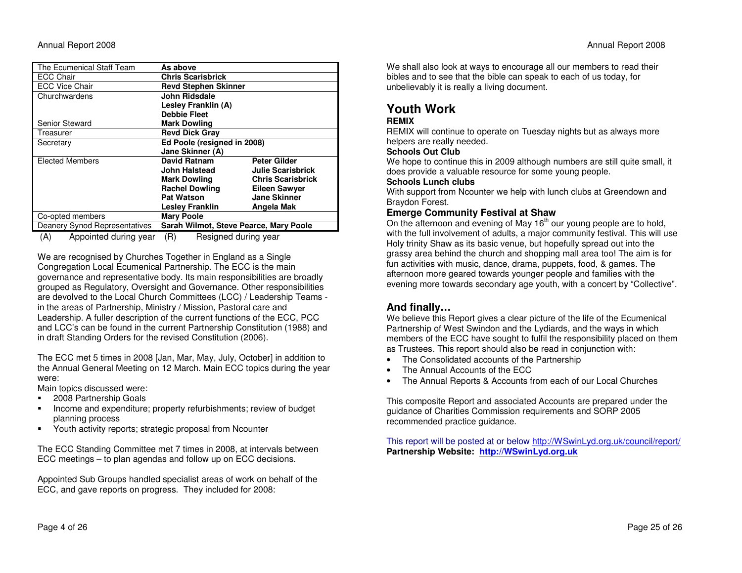| | | |
|---|---|---|
| The Ecumenical Staff Team | **As above** | |
| ECC Chair | **Chris Scarisbrick** | |
| ECC Vice Chair | **Revd Stephen Skinner** | |
| Churchwardens | **John Ridsdale**<br>**Lesley Franklin (A)**<br>**Debbie Fleet** | |
| Senior Steward | **Mark Dowling** | |
| Treasurer | **Revd Dick Gray** | |
| Secretary | **Ed Poole (resigned in 2008)**<br>**Jane Skinner (A)** | |
| Elected Members | **David Ratnam** | **Peter Gilder** |
| | **John Halstead** | **Julie Scarisbrick** |
| | **Mark Dowling** | **Chris Scarisbrick** |
| | **Rachel Dowling** | **Eileen Sawyer** |
| | **Pat Watson** | **Jane Skinner** |
| | **Lesley Franklin** | **Angela Mak** |
| Co-opted members | **Mary Poole** | |
| Deanery Synod Representatives | **Sarah Wilmot, Steve Pearce, Mary Poole** | |

(A) Appointed during year (R) Resigned during year

We are recognised by Churches Together in England as a Single Congregation Local Ecumenical Partnership. The ECC is the main governance and representative body. Its main responsibilities are broadly grouped as Regulatory, Oversight and Governance. Other responsibilities are devolved to the Local Church Committees (LCC) / Leadership Teams - in the areas of Partnership, Ministry / Mission, Pastoral care and Leadership. A fuller description of the current functions of the ECC, PCC and LCC's can be found in the current Partnership Constitution (1988) and in draft Standing Orders for the revised Constitution (2006).

The ECC met 5 times in 2008 [Jan, Mar, May, July, October] in addition to the Annual General Meeting on 12 March. Main ECC topics during the year were:

Main topics discussed were:

- 2008 Partnership Goals
- Income and expenditure; property refurbishments; review of budget planning process
- Youth activity reports; strategic proposal from Ncounter

The ECC Standing Committee met 7 times in 2008, at intervals between ECC meetings – to plan agendas and follow up on ECC decisions.

Appointed Sub Groups handled specialist areas of work on behalf of the ECC, and gave reports on progress. They included for 2008:

We shall also look at ways to encourage all our members to read their bibles and to see that the bible can speak to each of us today, for unbelievably it is really a living document.

## Youth Work

**REMIX**

REMIX will continue to operate on Tuesday nights but as always more helpers are really needed.

**Schools Out Club**

We hope to continue this in 2009 although numbers are still quite small, it does provide a valuable resource for some young people.

**Schools Lunch clubs**

With support from Ncounter we help with lunch clubs at Greendown and Braydon Forest.

### Emerge Community Festival at Shaw

On the afternoon and evening of May 16th our young people are to hold, with the full involvement of adults, a major community festival. This will use Holy trinity Shaw as its basic venue, but hopefully spread out into the grassy area behind the church and shopping mall area too! The aim is for fun activities with music, dance, drama, puppets, food, & games. The afternoon more geared towards younger people and families with the evening more towards secondary age youth, with a concert by "Collective".

## And finally…

We believe this Report gives a clear picture of the life of the Ecumenical Partnership of West Swindon and the Lydiards, and the ways in which members of the ECC have sought to fulfil the responsibility placed on them as Trustees. This report should also be read in conjunction with:

- The Consolidated accounts of the Partnership
- The Annual Accounts of the ECC
- The Annual Reports & Accounts from each of our Local Churches

This composite Report and associated Accounts are prepared under the guidance of Charities Commission requirements and SORP 2005 recommended practice guidance.

This report will be posted at or below http://WSwinLyd.org.uk/council/report/

**Partnership Website: http://WSwinLyd.org.uk**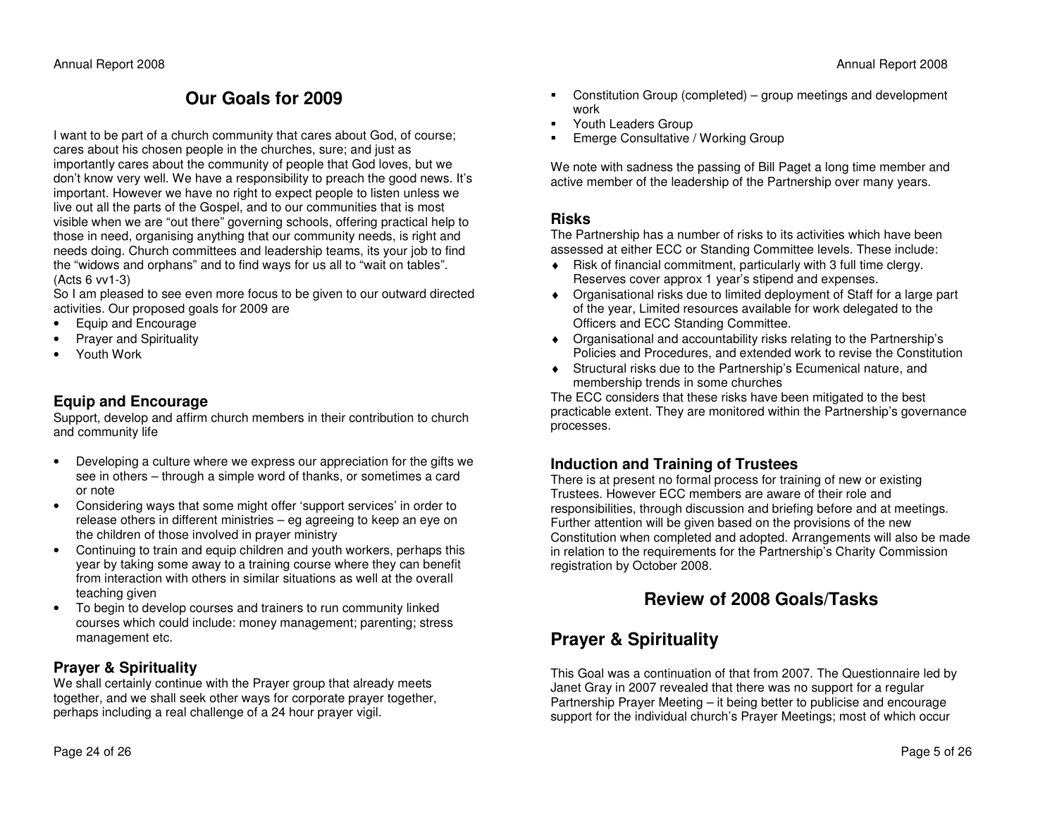## Our Goals for 2009

I want to be part of a church community that cares about God, of course; cares about his chosen people in the churches, sure; and just as importantly cares about the community of people that God loves, but we don't know very well. We have a responsibility to preach the good news. It's important. However we have no right to expect people to listen unless we live out all the parts of the Gospel, and to our communities that is most visible when we are "out there" governing schools, offering practical help to those in need, organising anything that our community needs, is right and needs doing. Church committees and leadership teams, its your job to find the "widows and orphans" and to find ways for us all to "wait on tables". (Acts 6 vv1-3)

So I am pleased to see even more focus to be given to our outward directed activities. Our proposed goals for 2009 are

- Equip and Encourage
- Prayer and Spirituality
- Youth Work

### Equip and Encourage

Support, develop and affirm church members in their contribution to church and community life

- Developing a culture where we express our appreciation for the gifts we see in others – through a simple word of thanks, or sometimes a card or note
- Considering ways that some might offer 'support services' in order to release others in different ministries – eg agreeing to keep an eye on the children of those involved in prayer ministry
- Continuing to train and equip children and youth workers, perhaps this year by taking some away to a training course where they can benefit from interaction with others in similar situations as well at the overall teaching given
- To begin to develop courses and trainers to run community linked courses which could include: money management; parenting; stress management etc.

### Prayer & Spirituality

We shall certainly continue with the Prayer group that already meets together, and we shall seek other ways for corporate prayer together, perhaps including a real challenge of a 24 hour prayer vigil.

- Constitution Group (completed) – group meetings and development work
- Youth Leaders Group
- Emerge Consultative / Working Group

We note with sadness the passing of Bill Paget a long time member and active member of the leadership of the Partnership over many years.

### Risks

The Partnership has a number of risks to its activities which have been assessed at either ECC or Standing Committee levels. These include:

- Risk of financial commitment, particularly with 3 full time clergy. Reserves cover approx 1 year's stipend and expenses.
- Organisational risks due to limited deployment of Staff for a large part of the year, Limited resources available for work delegated to the Officers and ECC Standing Committee.
- Organisational and accountability risks relating to the Partnership's Policies and Procedures, and extended work to revise the Constitution
- Structural risks due to the Partnership's Ecumenical nature, and membership trends in some churches

The ECC considers that these risks have been mitigated to the best practicable extent. They are monitored within the Partnership's governance processes.

### Induction and Training of Trustees

There is at present no formal process for training of new or existing Trustees. However ECC members are aware of their role and responsibilities, through discussion and briefing before and at meetings. Further attention will be given based on the provisions of the new Constitution when completed and adopted. Arrangements will also be made in relation to the requirements for the Partnership's Charity Commission registration by October 2008.

## Review of 2008 Goals/Tasks

## Prayer & Spirituality

This Goal was a continuation of that from 2007. The Questionnaire led by Janet Gray in 2007 revealed that there was no support for a regular Partnership Prayer Meeting – it being better to publicise and encourage support for the individual church's Prayer Meetings; most of which occur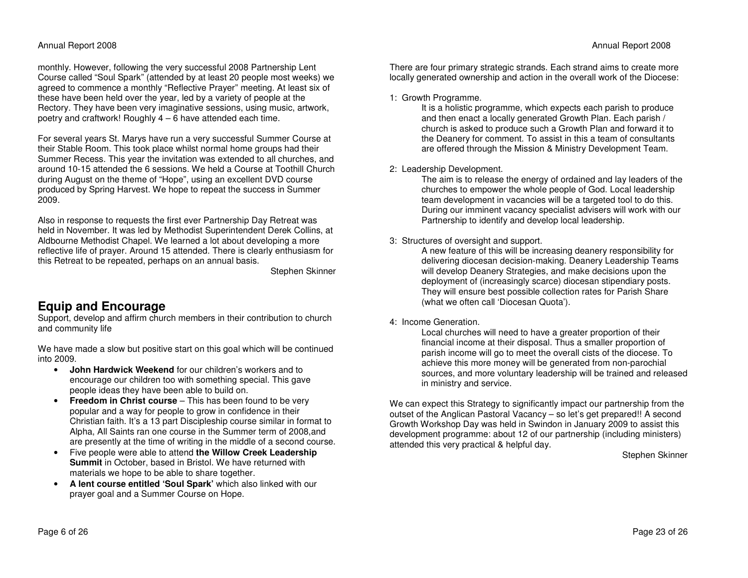monthly. However, following the very successful 2008 Partnership Lent Course called "Soul Spark" (attended by at least 20 people most weeks) we agreed to commence a monthly "Reflective Prayer" meeting. At least six of these have been held over the year, led by a variety of people at the Rectory. They have been very imaginative sessions, using music, artwork, poetry and craftwork! Roughly 4 – 6 have attended each time.

For several years St. Marys have run a very successful Summer Course at their Stable Room. This took place whilst normal home groups had their Summer Recess. This year the invitation was extended to all churches, and around 10-15 attended the 6 sessions. We held a Course at Toothill Church during August on the theme of "Hope", using an excellent DVD course produced by Spring Harvest. We hope to repeat the success in Summer 2009.

Also in response to requests the first ever Partnership Day Retreat was held in November. It was led by Methodist Superintendent Derek Collins, at Aldbourne Methodist Chapel. We learned a lot about developing a more reflective life of prayer. Around 15 attended. There is clearly enthusiasm for this Retreat to be repeated, perhaps on an annual basis.

Stephen Skinner

## Equip and Encourage

Support, develop and affirm church members in their contribution to church and community life

We have made a slow but positive start on this goal which will be continued into 2009.

- **John Hardwick Weekend** for our children's workers and to encourage our children too with something special. This gave people ideas they have been able to build on.
- **Freedom in Christ course** – This has been found to be very popular and a way for people to grow in confidence in their Christian faith. It's a 13 part Discipleship course similar in format to Alpha, All Saints ran one course in the Summer term of 2008,and are presently at the time of writing in the middle of a second course.
- Five people were able to attend **the Willow Creek Leadership Summit** in October, based in Bristol. We have returned with materials we hope to be able to share together.
- **A lent course entitled 'Soul Spark'** which also linked with our prayer goal and a Summer Course on Hope.

There are four primary strategic strands. Each strand aims to create more locally generated ownership and action in the overall work of the Diocese:

1: Growth Programme.
   It is a holistic programme, which expects each parish to produce and then enact a locally generated Growth Plan. Each parish / church is asked to produce such a Growth Plan and forward it to the Deanery for comment. To assist in this a team of consultants are offered through the Mission & Ministry Development Team.

2: Leadership Development.
   The aim is to release the energy of ordained and lay leaders of the churches to empower the whole people of God. Local leadership team development in vacancies will be a targeted tool to do this. During our imminent vacancy specialist advisers will work with our Partnership to identify and develop local leadership.

3: Structures of oversight and support.
   A new feature of this will be increasing deanery responsibility for delivering diocesan decision-making. Deanery Leadership Teams will develop Deanery Strategies, and make decisions upon the deployment of (increasingly scarce) diocesan stipendiary posts. They will ensure best possible collection rates for Parish Share (what we often call 'Diocesan Quota').

4: Income Generation.
   Local churches will need to have a greater proportion of their financial income at their disposal. Thus a smaller proportion of parish income will go to meet the overall cists of the diocese. To achieve this more money will be generated from non-parochial sources, and more voluntary leadership will be trained and released in ministry and service.

We can expect this Strategy to significantly impact our partnership from the outset of the Anglican Pastoral Vacancy – so let's get prepared!! A second Growth Workshop Day was held in Swindon in January 2009 to assist this development programme: about 12 of our partnership (including ministers) attended this very practical & helpful day.

Stephen Skinner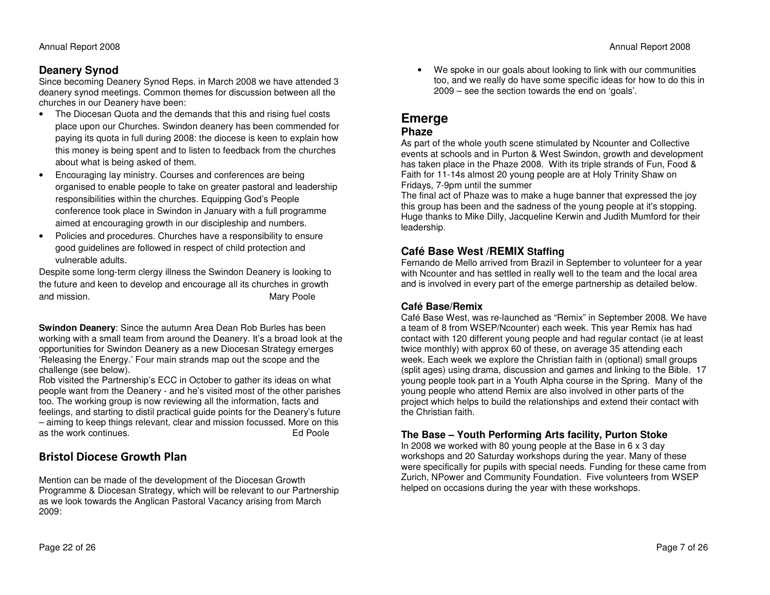## Deanery Synod

Since becoming Deanery Synod Reps. in March 2008 we have attended 3 deanery synod meetings. Common themes for discussion between all the churches in our Deanery have been:

- The Diocesan Quota and the demands that this and rising fuel costs place upon our Churches. Swindon deanery has been commended for paying its quota in full during 2008: the diocese is keen to explain how this money is being spent and to listen to feedback from the churches about what is being asked of them.
- Encouraging lay ministry. Courses and conferences are being organised to enable people to take on greater pastoral and leadership responsibilities within the churches. Equipping God's People conference took place in Swindon in January with a full programme aimed at encouraging growth in our discipleship and numbers.
- Policies and procedures. Churches have a responsibility to ensure good guidelines are followed in respect of child protection and vulnerable adults.

Despite some long-term clergy illness the Swindon Deanery is looking to the future and keen to develop and encourage all its churches in growth and mission. Mary Poole

**Swindon Deanery**: Since the autumn Area Dean Rob Burles has been working with a small team from around the Deanery. It's a broad look at the opportunities for Swindon Deanery as a new Diocesan Strategy emerges 'Releasing the Energy.' Four main strands map out the scope and the challenge (see below).
Rob visited the Partnership's ECC in October to gather its ideas on what people want from the Deanery - and he's visited most of the other parishes too. The working group is now reviewing all the information, facts and feelings, and starting to distil practical guide points for the Deanery's future – aiming to keep things relevant, clear and mission focussed. More on this as the work continues. Ed Poole

## Bristol Diocese Growth Plan

Mention can be made of the development of the Diocesan Growth Programme & Diocesan Strategy, which will be relevant to our Partnership as we look towards the Anglican Pastoral Vacancy arising from March 2009:

- We spoke in our goals about looking to link with our communities too, and we really do have some specific ideas for how to do this in 2009 – see the section towards the end on 'goals'.

# Emerge

## Phaze

As part of the whole youth scene stimulated by Ncounter and Collective events at schools and in Purton & West Swindon, growth and development has taken place in the Phaze 2008. With its triple strands of Fun, Food & Faith for 11-14s almost 20 young people are at Holy Trinity Shaw on Fridays, 7-9pm until the summer
The final act of Phaze was to make a huge banner that expressed the joy this group has been and the sadness of the young people at it's stopping. Huge thanks to Mike Dilly, Jacqueline Kerwin and Judith Mumford for their leadership.

## Café Base West /REMIX Staffing

Fernando de Mello arrived from Brazil in September to volunteer for a year with Ncounter and has settled in really well to the team and the local area and is involved in every part of the emerge partnership as detailed below.

### Café Base/Remix

Café Base West, was re-launched as "Remix" in September 2008. We have a team of 8 from WSEP/Ncounter) each week. This year Remix has had contact with 120 different young people and had regular contact (ie at least twice monthly) with approx 60 of these, on average 35 attending each week. Each week we explore the Christian faith in (optional) small groups (split ages) using drama, discussion and games and linking to the Bible. 17 young people took part in a Youth Alpha course in the Spring. Many of the young people who attend Remix are also involved in other parts of the project which helps to build the relationships and extend their contact with the Christian faith.

### The Base – Youth Performing Arts facility, Purton Stoke

In 2008 we worked with 80 young people at the Base in 6 x 3 day workshops and 20 Saturday workshops during the year. Many of these were specifically for pupils with special needs. Funding for these came from Zurich, NPower and Community Foundation. Five volunteers from WSEP helped on occasions during the year with these workshops.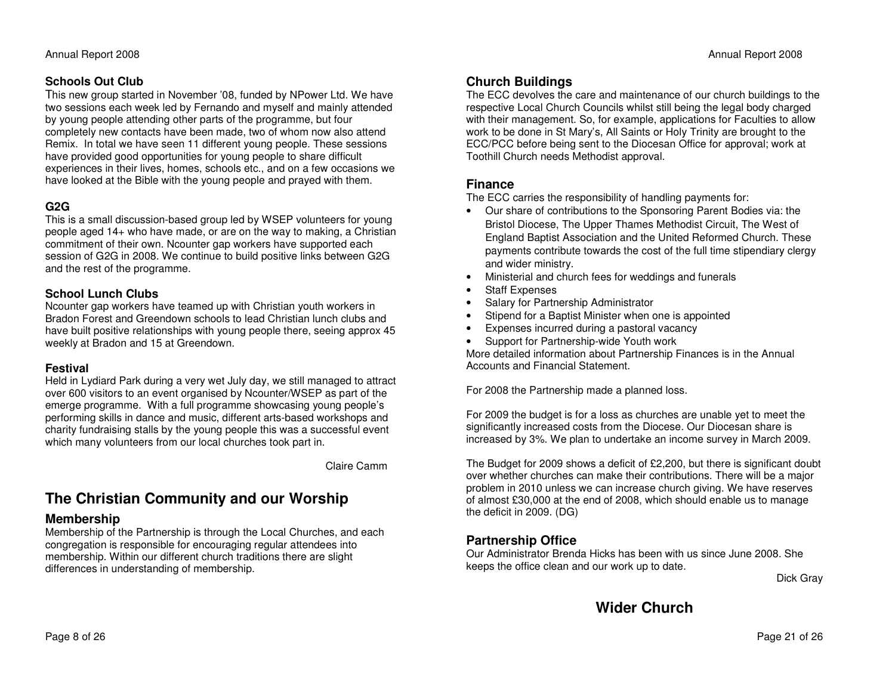### Schools Out Club

This new group started in November '08, funded by NPower Ltd. We have two sessions each week led by Fernando and myself and mainly attended by young people attending other parts of the programme, but four completely new contacts have been made, two of whom now also attend Remix. In total we have seen 11 different young people. These sessions have provided good opportunities for young people to share difficult experiences in their lives, homes, schools etc., and on a few occasions we have looked at the Bible with the young people and prayed with them.

### G2G

This is a small discussion-based group led by WSEP volunteers for young people aged 14+ who have made, or are on the way to making, a Christian commitment of their own. Ncounter gap workers have supported each session of G2G in 2008. We continue to build positive links between G2G and the rest of the programme.

### School Lunch Clubs

Ncounter gap workers have teamed up with Christian youth workers in Bradon Forest and Greendown schools to lead Christian lunch clubs and have built positive relationships with young people there, seeing approx 45 weekly at Bradon and 15 at Greendown.

### Festival

Held in Lydiard Park during a very wet July day, we still managed to attract over 600 visitors to an event organised by Ncounter/WSEP as part of the emerge programme. With a full programme showcasing young people's performing skills in dance and music, different arts-based workshops and charity fundraising stalls by the young people this was a successful event which many volunteers from our local churches took part in.

Claire Camm

## The Christian Community and our Worship

### Membership

Membership of the Partnership is through the Local Churches, and each congregation is responsible for encouraging regular attendees into membership. Within our different church traditions there are slight differences in understanding of membership.

### Church Buildings

The ECC devolves the care and maintenance of our church buildings to the respective Local Church Councils whilst still being the legal body charged with their management. So, for example, applications for Faculties to allow work to be done in St Mary's, All Saints or Holy Trinity are brought to the ECC/PCC before being sent to the Diocesan Office for approval; work at Toothill Church needs Methodist approval.

### Finance

The ECC carries the responsibility of handling payments for:

- Our share of contributions to the Sponsoring Parent Bodies via: the Bristol Diocese, The Upper Thames Methodist Circuit, The West of England Baptist Association and the United Reformed Church. These payments contribute towards the cost of the full time stipendiary clergy and wider ministry.
- Ministerial and church fees for weddings and funerals
- Staff Expenses
- Salary for Partnership Administrator
- Stipend for a Baptist Minister when one is appointed
- Expenses incurred during a pastoral vacancy
- Support for Partnership-wide Youth work

More detailed information about Partnership Finances is in the Annual Accounts and Financial Statement.

For 2008 the Partnership made a planned loss.

For 2009 the budget is for a loss as churches are unable yet to meet the significantly increased costs from the Diocese. Our Diocesan share is increased by 3%. We plan to undertake an income survey in March 2009.

The Budget for 2009 shows a deficit of £2,200, but there is significant doubt over whether churches can make their contributions. There will be a major problem in 2010 unless we can increase church giving. We have reserves of almost £30,000 at the end of 2008, which should enable us to manage the deficit in 2009. (DG)

### Partnership Office

Our Administrator Brenda Hicks has been with us since June 2008. She keeps the office clean and our work up to date.

Dick Gray

## Wider Church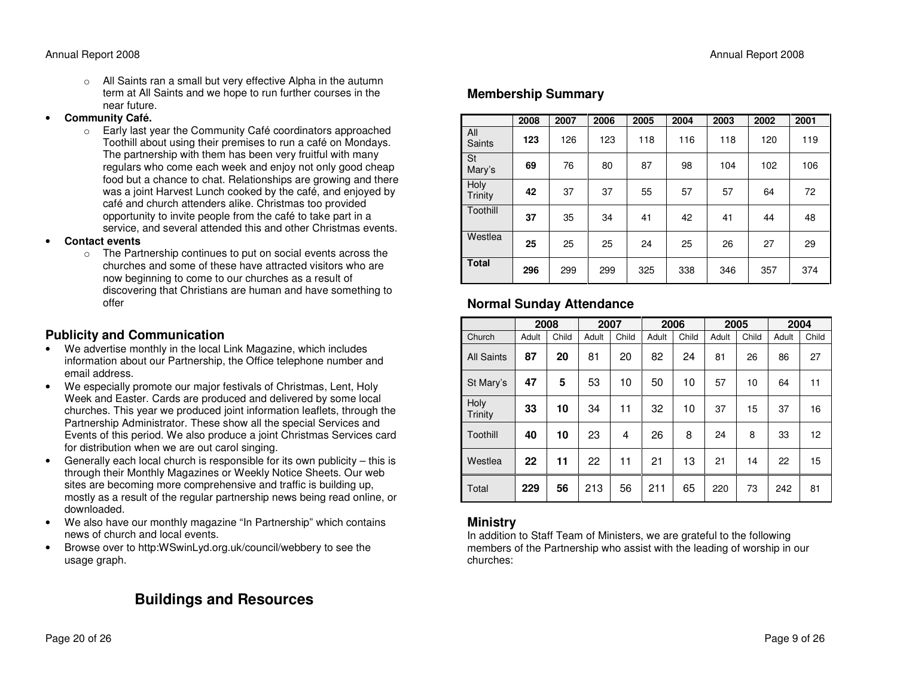- All Saints ran a small but very effective Alpha in the autumn term at All Saints and we hope to run further courses in the near future.
- **Community Café.**
  - Early last year the Community Café coordinators approached Toothill about using their premises to run a café on Mondays. The partnership with them has been very fruitful with many regulars who come each week and enjoy not only good cheap food but a chance to chat. Relationships are growing and there was a joint Harvest Lunch cooked by the café, and enjoyed by café and church attenders alike. Christmas too provided opportunity to invite people from the café to take part in a service, and several attended this and other Christmas events.
- **Contact events**
  - The Partnership continues to put on social events across the churches and some of these have attracted visitors who are now beginning to come to our churches as a result of discovering that Christians are human and have something to offer

## Publicity and Communication

- We advertise monthly in the local Link Magazine, which includes information about our Partnership, the Office telephone number and email address.
- We especially promote our major festivals of Christmas, Lent, Holy Week and Easter. Cards are produced and delivered by some local churches. This year we produced joint information leaflets, through the Partnership Administrator. These show all the special Services and Events of this period. We also produce a joint Christmas Services card for distribution when we are out carol singing.
- Generally each local church is responsible for its own publicity – this is through their Monthly Magazines or Weekly Notice Sheets. Our web sites are becoming more comprehensive and traffic is building up, mostly as a result of the regular partnership news being read online, or downloaded.
- We also have our monthly magazine "In Partnership" which contains news of church and local events.
- Browse over to http:WSwinLyd.org.uk/council/webbery to see the usage graph.

# Buildings and Resources

## Membership Summary

| | 2008 | 2007 | 2006 | 2005 | 2004 | 2003 | 2002 | 2001 |
|---|---|---|---|---|---|---|---|---|
| All Saints | **123** | 126 | 123 | 118 | 116 | 118 | 120 | 119 |
| St Mary's | **69** | 76 | 80 | 87 | 98 | 104 | 102 | 106 |
| Holy Trinity | **42** | 37 | 37 | 55 | 57 | 57 | 64 | 72 |
| Toothill | **37** | 35 | 34 | 41 | 42 | 41 | 44 | 48 |
| Westlea | **25** | 25 | 25 | 24 | 25 | 26 | 27 | 29 |
| **Total** | **296** | 299 | 299 | 325 | 338 | 346 | 357 | 374 |

## Normal Sunday Attendance

| | 2008 | | 2007 | | 2006 | | 2005 | | 2004 | |
|---|---|---|---|---|---|---|---|---|---|---|
| Church | Adult | Child | Adult | Child | Adult | Child | Adult | Child | Adult | Child |
| All Saints | **87** | **20** | 81 | 20 | 82 | 24 | 81 | 26 | 86 | 27 |
| St Mary's | **47** | **5** | 53 | 10 | 50 | 10 | 57 | 10 | 64 | 11 |
| Holy Trinity | **33** | **10** | 34 | 11 | 32 | 10 | 37 | 15 | 37 | 16 |
| Toothill | **40** | **10** | 23 | 4 | 26 | 8 | 24 | 8 | 33 | 12 |
| Westlea | **22** | **11** | 22 | 11 | 21 | 13 | 21 | 14 | 22 | 15 |
| Total | **229** | **56** | 213 | 56 | 211 | 65 | 220 | 73 | 242 | 81 |

## Ministry

In addition to Staff Team of Ministers, we are grateful to the following members of the Partnership who assist with the leading of worship in our churches: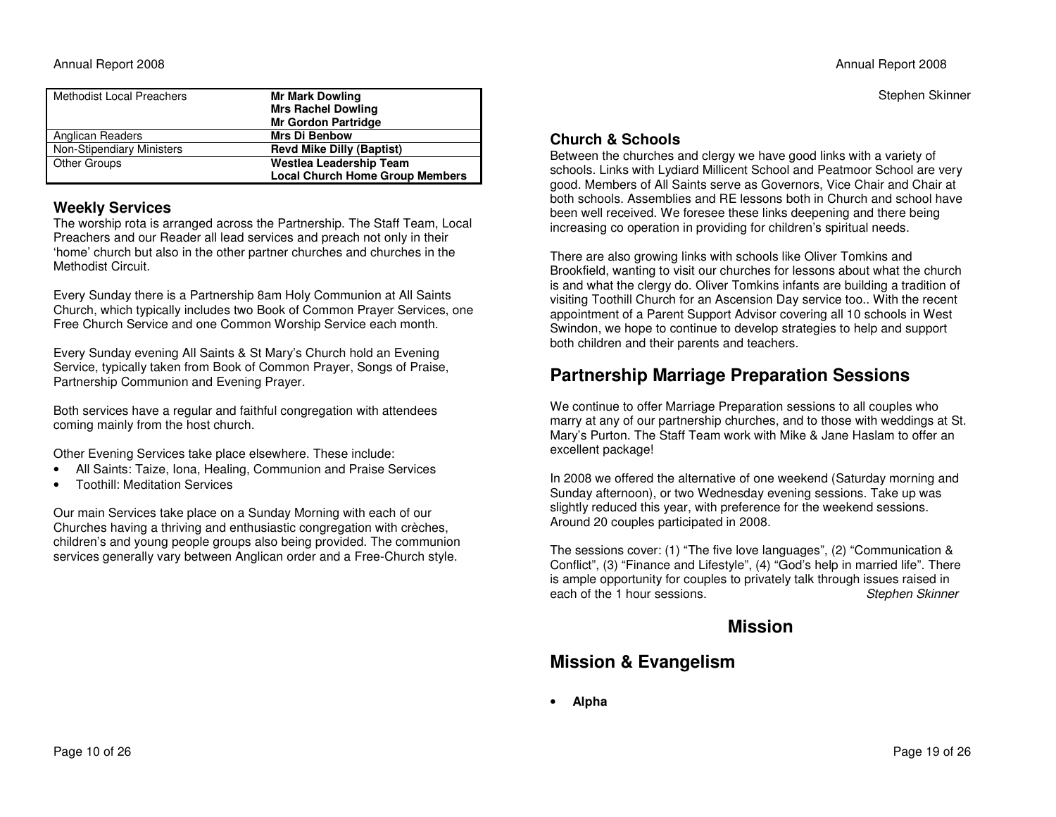| Methodist Local Preachers | **Mr Mark Dowling**<br>**Mrs Rachel Dowling**<br>**Mr Gordon Partridge** |
|---|---|
| Anglican Readers | **Mrs Di Benbow** |
| Non-Stipendiary Ministers | **Revd Mike Dilly (Baptist)** |
| Other Groups | **Westlea Leadership Team**<br>**Local Church Home Group Members** |

### Weekly Services

The worship rota is arranged across the Partnership. The Staff Team, Local Preachers and our Reader all lead services and preach not only in their 'home' church but also in the other partner churches and churches in the Methodist Circuit.

Every Sunday there is a Partnership 8am Holy Communion at All Saints Church, which typically includes two Book of Common Prayer Services, one Free Church Service and one Common Worship Service each month.

Every Sunday evening All Saints & St Mary's Church hold an Evening Service, typically taken from Book of Common Prayer, Songs of Praise, Partnership Communion and Evening Prayer.

Both services have a regular and faithful congregation with attendees coming mainly from the host church.

Other Evening Services take place elsewhere. These include:

- All Saints: Taize, Iona, Healing, Communion and Praise Services
- Toothill: Meditation Services

Our main Services take place on a Sunday Morning with each of our Churches having a thriving and enthusiastic congregation with crèches, children's and young people groups also being provided. The communion services generally vary between Anglican order and a Free-Church style.

Stephen Skinner

### Church & Schools

Between the churches and clergy we have good links with a variety of schools. Links with Lydiard Millicent School and Peatmoor School are very good. Members of All Saints serve as Governors, Vice Chair and Chair at both schools. Assemblies and RE lessons both in Church and school have been well received. We foresee these links deepening and there being increasing co operation in providing for children's spiritual needs.

There are also growing links with schools like Oliver Tomkins and Brookfield, wanting to visit our churches for lessons about what the church is and what the clergy do. Oliver Tomkins infants are building a tradition of visiting Toothill Church for an Ascension Day service too.. With the recent appointment of a Parent Support Advisor covering all 10 schools in West Swindon, we hope to continue to develop strategies to help and support both children and their parents and teachers.

## Partnership Marriage Preparation Sessions

We continue to offer Marriage Preparation sessions to all couples who marry at any of our partnership churches, and to those with weddings at St. Mary's Purton. The Staff Team work with Mike & Jane Haslam to offer an excellent package!

In 2008 we offered the alternative of one weekend (Saturday morning and Sunday afternoon), or two Wednesday evening sessions. Take up was slightly reduced this year, with preference for the weekend sessions. Around 20 couples participated in 2008.

The sessions cover: (1) "The five love languages", (2) "Communication & Conflict", (3) "Finance and Lifestyle", (4) "God's help in married life". There is ample opportunity for couples to privately talk through issues raised in each of the 1 hour sessions. *Stephen Skinner*

# Mission

## Mission & Evangelism

- **Alpha**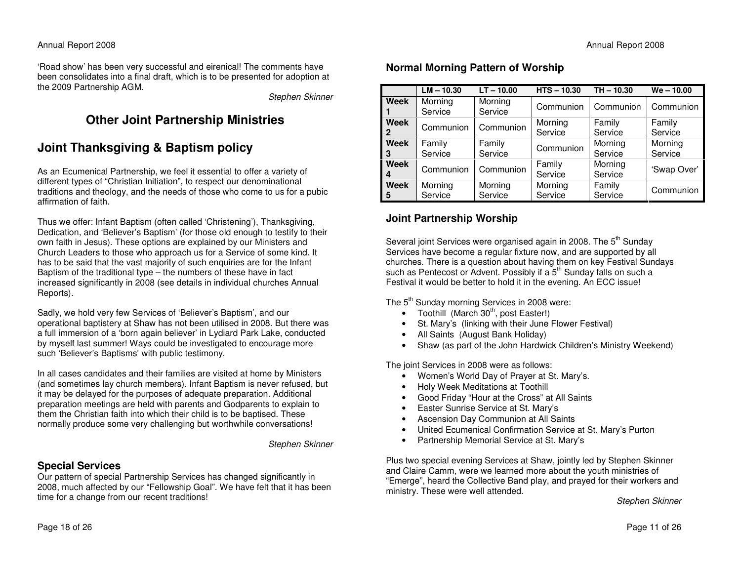'Road show' has been very successful and eirenical! The comments have been consolidates into a final draft, which is to be presented for adoption at the 2009 Partnership AGM.

*Stephen Skinner*

# Other Joint Partnership Ministries

## Joint Thanksgiving & Baptism policy

As an Ecumenical Partnership, we feel it essential to offer a variety of different types of "Christian Initiation", to respect our denominational traditions and theology, and the needs of those who come to us for a pubic affirmation of faith.

Thus we offer: Infant Baptism (often called 'Christening'), Thanksgiving, Dedication, and 'Believer's Baptism' (for those old enough to testify to their own faith in Jesus). These options are explained by our Ministers and Church Leaders to those who approach us for a Service of some kind. It has to be said that the vast majority of such enquiries are for the Infant Baptism of the traditional type – the numbers of these have in fact increased significantly in 2008 (see details in individual churches Annual Reports).

Sadly, we hold very few Services of 'Believer's Baptism', and our operational baptistery at Shaw has not been utilised in 2008. But there was a full immersion of a 'born again believer' in Lydiard Park Lake, conducted by myself last summer! Ways could be investigated to encourage more such 'Believer's Baptisms' with public testimony.

In all cases candidates and their families are visited at home by Ministers (and sometimes lay church members). Infant Baptism is never refused, but it may be delayed for the purposes of adequate preparation. Additional preparation meetings are held with parents and Godparents to explain to them the Christian faith into which their child is to be baptised. These normally produce some very challenging but worthwhile conversations!

*Stephen Skinner*

### Special Services

Our pattern of special Partnership Services has changed significantly in 2008, much affected by our "Fellowship Goal". We have felt that it has been time for a change from our recent traditions!

### Normal Morning Pattern of Worship

| | LM – 10.30 | LT – 10.00 | HTS – 10.30 | TH – 10.30 | We – 10.00 |
|---|---|---|---|---|---|
| Week 1 | Morning Service | Morning Service | Communion | Communion | Communion |
| Week 2 | Communion | Communion | Morning Service | Family Service | Family Service |
| Week 3 | Family Service | Family Service | Communion | Morning Service | Morning Service |
| Week 4 | Communion | Communion | Family Service | Morning Service | 'Swap Over' |
| Week 5 | Morning Service | Morning Service | Morning Service | Family Service | Communion |

### Joint Partnership Worship

Several joint Services were organised again in 2008. The 5th Sunday Services have become a regular fixture now, and are supported by all churches. There is a question about having them on key Festival Sundays such as Pentecost or Advent. Possibly if a 5th Sunday falls on such a Festival it would be better to hold it in the evening. An ECC issue!

The 5th Sunday morning Services in 2008 were:

- Toothill (March 30th, post Easter!)
- St. Mary's (linking with their June Flower Festival)
- All Saints (August Bank Holiday)
- Shaw (as part of the John Hardwick Children's Ministry Weekend)

The joint Services in 2008 were as follows:

- Women's World Day of Prayer at St. Mary's.
- Holy Week Meditations at Toothill
- Good Friday "Hour at the Cross" at All Saints
- Easter Sunrise Service at St. Mary's
- Ascension Day Communion at All Saints
- United Ecumenical Confirmation Service at St. Mary's Purton
- Partnership Memorial Service at St. Mary's

Plus two special evening Services at Shaw, jointly led by Stephen Skinner and Claire Camm, were we learned more about the youth ministries of "Emerge", heard the Collective Band play, and prayed for their workers and ministry. These were well attended.

*Stephen Skinner*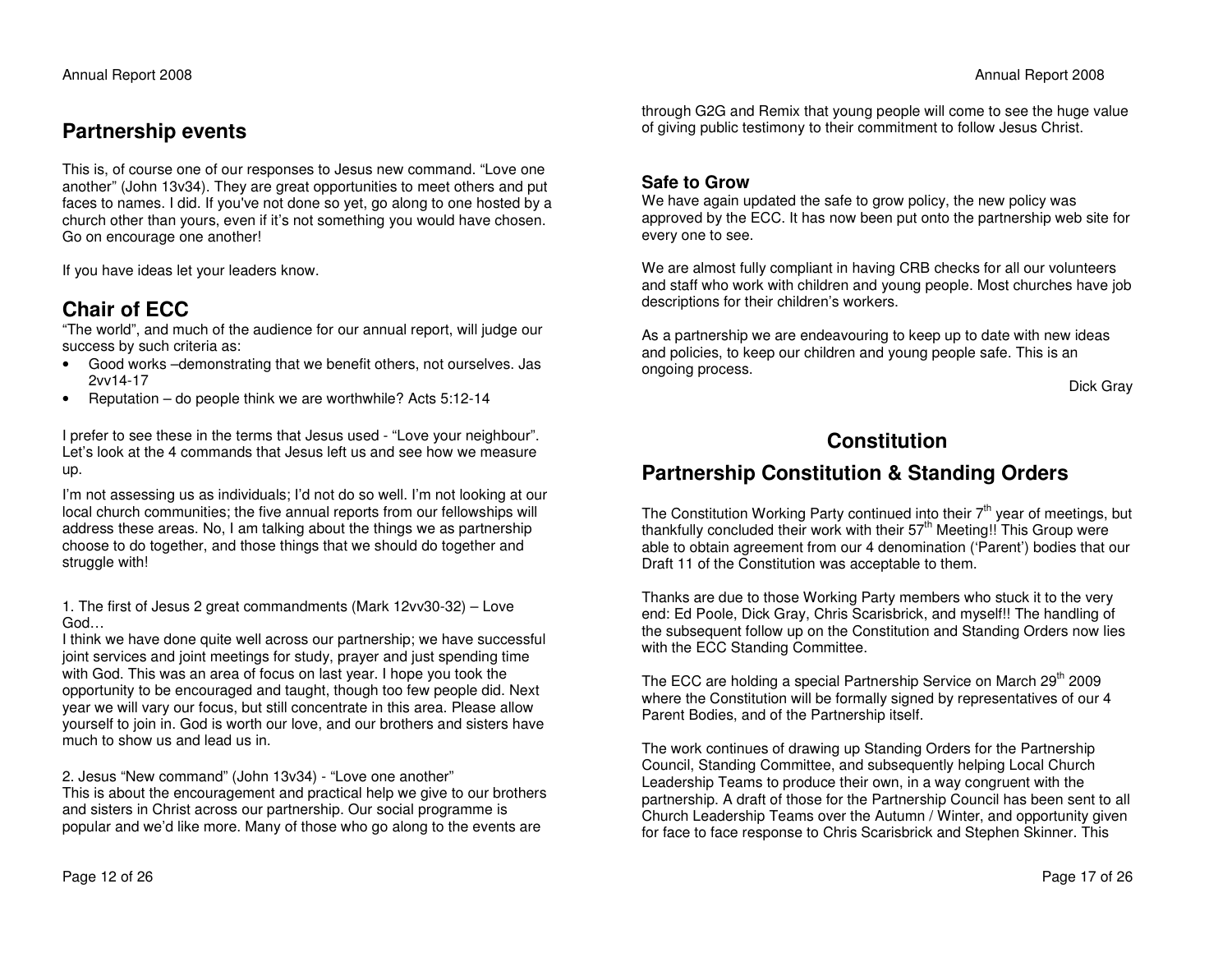## Partnership events

This is, of course one of our responses to Jesus new command. "Love one another" (John 13v34). They are great opportunities to meet others and put faces to names. I did. If you've not done so yet, go along to one hosted by a church other than yours, even if it's not something you would have chosen. Go on encourage one another!

If you have ideas let your leaders know.

## Chair of ECC

"The world", and much of the audience for our annual report, will judge our success by such criteria as:

- Good works –demonstrating that we benefit others, not ourselves. Jas 2vv14-17
- Reputation – do people think we are worthwhile? Acts 5:12-14

I prefer to see these in the terms that Jesus used - "Love your neighbour". Let's look at the 4 commands that Jesus left us and see how we measure up.

I'm not assessing us as individuals; I'd not do so well. I'm not looking at our local church communities; the five annual reports from our fellowships will address these areas. No, I am talking about the things we as partnership choose to do together, and those things that we should do together and struggle with!

1. The first of Jesus 2 great commandments (Mark 12vv30-32) – Love God…
I think we have done quite well across our partnership; we have successful joint services and joint meetings for study, prayer and just spending time with God. This was an area of focus on last year. I hope you took the opportunity to be encouraged and taught, though too few people did. Next year we will vary our focus, but still concentrate in this area. Please allow yourself to join in. God is worth our love, and our brothers and sisters have much to show us and lead us in.

2. Jesus "New command" (John 13v34) - "Love one another"
This is about the encouragement and practical help we give to our brothers and sisters in Christ across our partnership. Our social programme is popular and we'd like more. Many of those who go along to the events are

through G2G and Remix that young people will come to see the huge value of giving public testimony to their commitment to follow Jesus Christ.

### Safe to Grow

We have again updated the safe to grow policy, the new policy was approved by the ECC. It has now been put onto the partnership web site for every one to see.

We are almost fully compliant in having CRB checks for all our volunteers and staff who work with children and young people. Most churches have job descriptions for their children's workers.

As a partnership we are endeavouring to keep up to date with new ideas and policies, to keep our children and young people safe. This is an ongoing process.

Dick Gray

# Constitution

## Partnership Constitution & Standing Orders

The Constitution Working Party continued into their 7th year of meetings, but thankfully concluded their work with their 57th Meeting!! This Group were able to obtain agreement from our 4 denomination ('Parent') bodies that our Draft 11 of the Constitution was acceptable to them.

Thanks are due to those Working Party members who stuck it to the very end: Ed Poole, Dick Gray, Chris Scarisbrick, and myself!! The handling of the subsequent follow up on the Constitution and Standing Orders now lies with the ECC Standing Committee.

The ECC are holding a special Partnership Service on March 29th 2009 where the Constitution will be formally signed by representatives of our 4 Parent Bodies, and of the Partnership itself.

The work continues of drawing up Standing Orders for the Partnership Council, Standing Committee, and subsequently helping Local Church Leadership Teams to produce their own, in a way congruent with the partnership. A draft of those for the Partnership Council has been sent to all Church Leadership Teams over the Autumn / Winter, and opportunity given for face to face response to Chris Scarisbrick and Stephen Skinner. This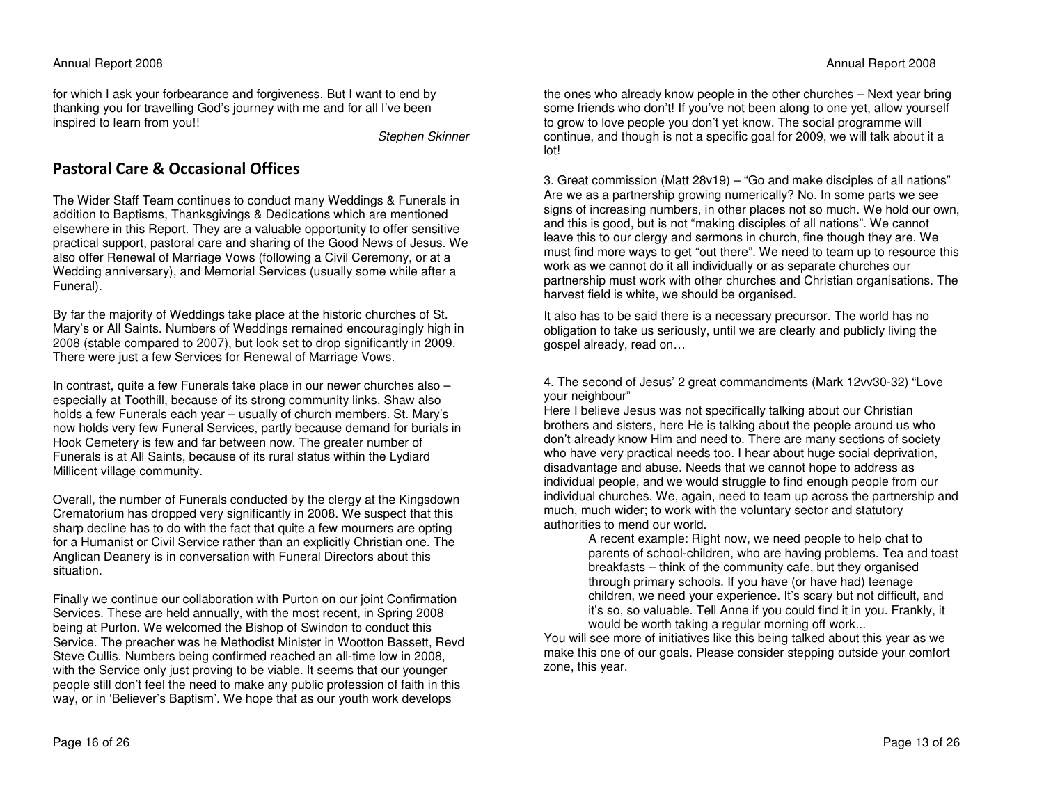for which I ask your forbearance and forgiveness. But I want to end by thanking you for travelling God's journey with me and for all I've been inspired to learn from you!!

*Stephen Skinner*

## Pastoral Care & Occasional Offices

The Wider Staff Team continues to conduct many Weddings & Funerals in addition to Baptisms, Thanksgivings & Dedications which are mentioned elsewhere in this Report. They are a valuable opportunity to offer sensitive practical support, pastoral care and sharing of the Good News of Jesus. We also offer Renewal of Marriage Vows (following a Civil Ceremony, or at a Wedding anniversary), and Memorial Services (usually some while after a Funeral).

By far the majority of Weddings take place at the historic churches of St. Mary's or All Saints. Numbers of Weddings remained encouragingly high in 2008 (stable compared to 2007), but look set to drop significantly in 2009. There were just a few Services for Renewal of Marriage Vows.

In contrast, quite a few Funerals take place in our newer churches also – especially at Toothill, because of its strong community links. Shaw also holds a few Funerals each year – usually of church members. St. Mary's now holds very few Funeral Services, partly because demand for burials in Hook Cemetery is few and far between now. The greater number of Funerals is at All Saints, because of its rural status within the Lydiard Millicent village community.

Overall, the number of Funerals conducted by the clergy at the Kingsdown Crematorium has dropped very significantly in 2008. We suspect that this sharp decline has to do with the fact that quite a few mourners are opting for a Humanist or Civil Service rather than an explicitly Christian one. The Anglican Deanery is in conversation with Funeral Directors about this situation.

Finally we continue our collaboration with Purton on our joint Confirmation Services. These are held annually, with the most recent, in Spring 2008 being at Purton. We welcomed the Bishop of Swindon to conduct this Service. The preacher was he Methodist Minister in Wootton Bassett, Revd Steve Cullis. Numbers being confirmed reached an all-time low in 2008, with the Service only just proving to be viable. It seems that our younger people still don't feel the need to make any public profession of faith in this way, or in 'Believer's Baptism'. We hope that as our youth work develops

the ones who already know people in the other churches – Next year bring some friends who don't! If you've not been along to one yet, allow yourself to grow to love people you don't yet know. The social programme will continue, and though is not a specific goal for 2009, we will talk about it a lot!

3. Great commission (Matt 28v19) – "Go and make disciples of all nations" Are we as a partnership growing numerically? No. In some parts we see signs of increasing numbers, in other places not so much. We hold our own, and this is good, but is not "making disciples of all nations". We cannot leave this to our clergy and sermons in church, fine though they are. We must find more ways to get "out there". We need to team up to resource this work as we cannot do it all individually or as separate churches our partnership must work with other churches and Christian organisations. The harvest field is white, we should be organised.

It also has to be said there is a necessary precursor. The world has no obligation to take us seriously, until we are clearly and publicly living the gospel already, read on…

4. The second of Jesus' 2 great commandments (Mark 12vv30-32) "Love your neighbour"
Here I believe Jesus was not specifically talking about our Christian brothers and sisters, here He is talking about the people around us who don't already know Him and need to. There are many sections of society who have very practical needs too. I hear about huge social deprivation, disadvantage and abuse. Needs that we cannot hope to address as individual people, and we would struggle to find enough people from our individual churches. We, again, need to team up across the partnership and much, much wider; to work with the voluntary sector and statutory authorities to mend our world.

> A recent example: Right now, we need people to help chat to parents of school-children, who are having problems. Tea and toast breakfasts – think of the community cafe, but they organised through primary schools. If you have (or have had) teenage children, we need your experience. It's scary but not difficult, and it's so, so valuable. Tell Anne if you could find it in you. Frankly, it would be worth taking a regular morning off work...

You will see more of initiatives like this being talked about this year as we make this one of our goals. Please consider stepping outside your comfort zone, this year.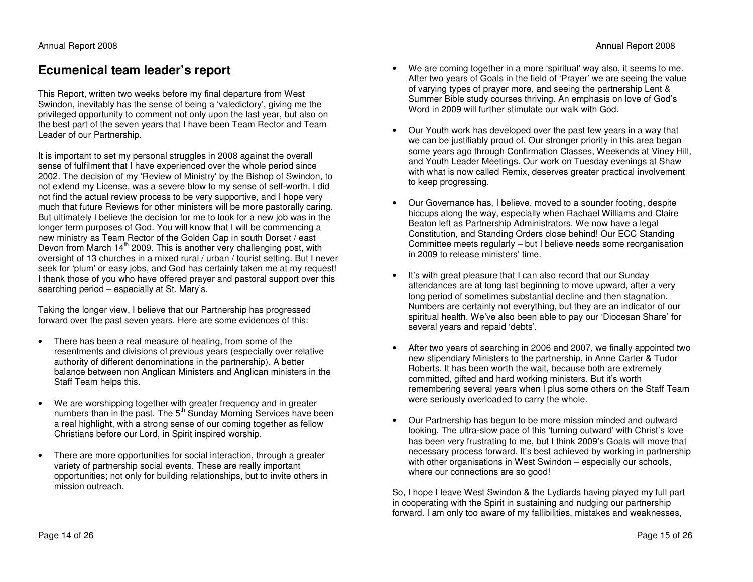## Ecumenical team leader's report

This Report, written two weeks before my final departure from West Swindon, inevitably has the sense of being a 'valedictory', giving me the privileged opportunity to comment not only upon the last year, but also on the best part of the seven years that I have been Team Rector and Team Leader of our Partnership.

It is important to set my personal struggles in 2008 against the overall sense of fulfilment that I have experienced over the whole period since 2002. The decision of my 'Review of Ministry' by the Bishop of Swindon, to not extend my License, was a severe blow to my sense of self-worth. I did not find the actual review process to be very supportive, and I hope very much that future Reviews for other ministers will be more pastorally caring. But ultimately I believe the decision for me to look for a new job was in the longer term purposes of God. You will know that I will be commencing a new ministry as Team Rector of the Golden Cap in south Dorset / east Devon from March 14th 2009. This is another very challenging post, with oversight of 13 churches in a mixed rural / urban / tourist setting. But I never seek for 'plum' or easy jobs, and God has certainly taken me at my request! I thank those of you who have offered prayer and pastoral support over this searching period – especially at St. Mary's.

Taking the longer view, I believe that our Partnership has progressed forward over the past seven years. Here are some evidences of this:

- There has been a real measure of healing, from some of the resentments and divisions of previous years (especially over relative authority of different denominations in the partnership). A better balance between non Anglican Ministers and Anglican ministers in the Staff Team helps this.
- We are worshipping together with greater frequency and in greater numbers than in the past. The 5th Sunday Morning Services have been a real highlight, with a strong sense of our coming together as fellow Christians before our Lord, in Spirit inspired worship.
- There are more opportunities for social interaction, through a greater variety of partnership social events. These are really important opportunities; not only for building relationships, but to invite others in mission outreach.
- We are coming together in a more 'spiritual' way also, it seems to me. After two years of Goals in the field of 'Prayer' we are seeing the value of varying types of prayer more, and seeing the partnership Lent & Summer Bible study courses thriving. An emphasis on love of God's Word in 2009 will further stimulate our walk with God.
- Our Youth work has developed over the past few years in a way that we can be justifiably proud of. Our stronger priority in this area began some years ago through Confirmation Classes, Weekends at Viney Hill, and Youth Leader Meetings. Our work on Tuesday evenings at Shaw with what is now called Remix, deserves greater practical involvement to keep progressing.
- Our Governance has, I believe, moved to a sounder footing, despite hiccups along the way, especially when Rachael Williams and Claire Beaton left as Partnership Administrators. We now have a legal Constitution, and Standing Orders close behind! Our ECC Standing Committee meets regularly – but I believe needs some reorganisation in 2009 to release ministers' time.
- It's with great pleasure that I can also record that our Sunday attendances are at long last beginning to move upward, after a very long period of sometimes substantial decline and then stagnation. Numbers are certainly not everything, but they are an indicator of our spiritual health. We've also been able to pay our 'Diocesan Share' for several years and repaid 'debts'.
- After two years of searching in 2006 and 2007, we finally appointed two new stipendiary Ministers to the partnership, in Anne Carter & Tudor Roberts. It has been worth the wait, because both are extremely committed, gifted and hard working ministers. But it's worth remembering several years when I plus some others on the Staff Team were seriously overloaded to carry the whole.
- Our Partnership has begun to be more mission minded and outward looking. The ultra-slow pace of this 'turning outward' with Christ's love has been very frustrating to me, but I think 2009's Goals will move that necessary process forward. It's best achieved by working in partnership with other organisations in West Swindon – especially our schools, where our connections are so good!

So, I hope I leave West Swindon & the Lydiards having played my full part in cooperating with the Spirit in sustaining and nudging our partnership forward. I am only too aware of my fallibilities, mistakes and weaknesses,